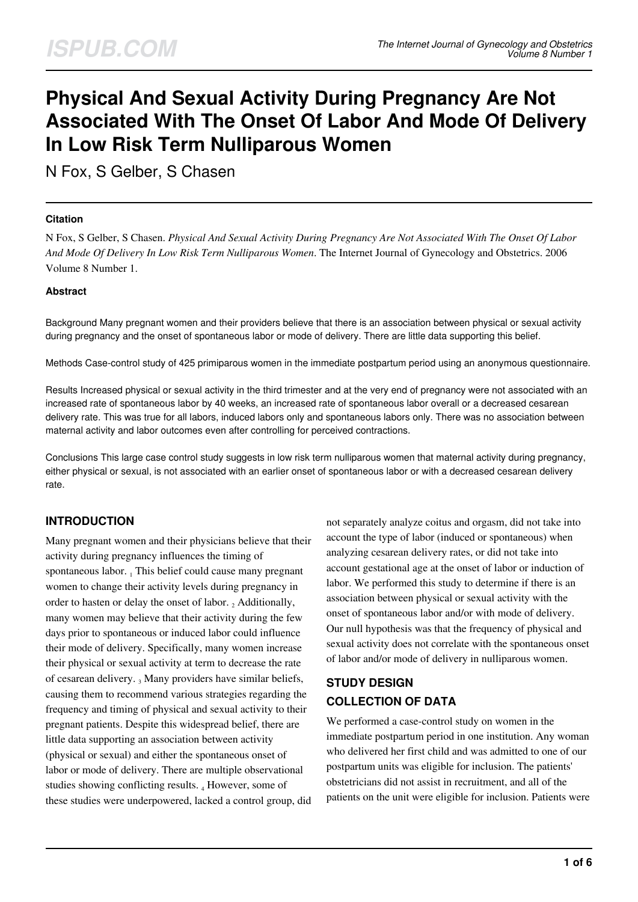# Physical And Sexual Activity During Pregnancy Are Not Associated With The Onset Of Labor And Mode Of Delivery In Low Risk Term Nulliparous Women

N Fox, S Gelber, S Chasen

### Citation

N Fox, S Gelber, S Chasen. *Physical And Sexual Activity During Pregnancy Are Not Associated With The Onset Of Labor And Mode Of Delivery In Low Risk Term Nulliparous Women*. The Internet Journal of Gynecology and Obstetrics. 2006 Volume 8 Number 1.

### Abstract

Background Many pregnant women and their providers believe that there is an association between physical or sexual activity during pregnancy and the onset of spontaneous labor or mode of delivery. There are little data supporting this belief.

Methods Case-control study of 425 primiparous women in the immediate postpartum period using an anonymous questionnaire.

Results Increased physical or sexual activity in the third trimester and at the very end of pregnancy were not associated with an increased rate of spontaneous labor by 40 weeks, an increased rate of spontaneous labor overall or a decreased cesarean delivery rate. This was true for all labors, induced labors only and spontaneous labors only. There was no association between maternal activity and labor outcomes even after controlling for perceived contractions.

Conclusions This large case control study suggests in low risk term nulliparous women that maternal activity during pregnancy, either physical or sexual, is not associated with an earlier onset of spontaneous labor or with a decreased cesarean delivery rate.

## INTRODUCTION

Many pregnant women and their physicians believe that their activity during pregnancy influences the timing of spontaneous labor. [1] This belief could cause many pregnant women to change their activity levels during pregnancy in order to hasten or delay the onset of labor. [2] Additionally, many women may believe that their activity during the few days prior to spontaneous or induced labor could influence their mode of delivery. Specifically, many women increase their physical or sexual activity at term to decrease the rate of cesarean delivery. [3] Many providers have similar beliefs, causing them to recommend various strategies regarding the frequency and timing of physical and sexual activity to their pregnant patients. Despite this widespread belief, there are little data supporting an association between activity (physical or sexual) and either the spontaneous onset of labor or mode of delivery. There are multiple observational studies showing conflicting results. [4] However, some of these studies were underpowered, lacked a control group, did not separately analyze coitus and orgasm, did not take into account the type of labor (induced or spontaneous) when analyzing cesarean delivery rates, or did not take into account gestational age at the onset of labor or induction of labor. We performed this study to determine if there is an association between physical or sexual activity with the onset of spontaneous labor and/or with mode of delivery. Our null hypothesis was that the frequency of physical and sexual activity does not correlate with the spontaneous onset of labor and/or mode of delivery in nulliparous women.

## STUDY DESIGN

## COLLECTION OF DATA

We performed a case-control study on women in the immediate postpartum period in one institution. Any woman who delivered her first child and was admitted to one of our postpartum units was eligible for inclusion. The patients' obstetricians did not assist in recruitment, and all of the patients on the unit were eligible for inclusion. Patients were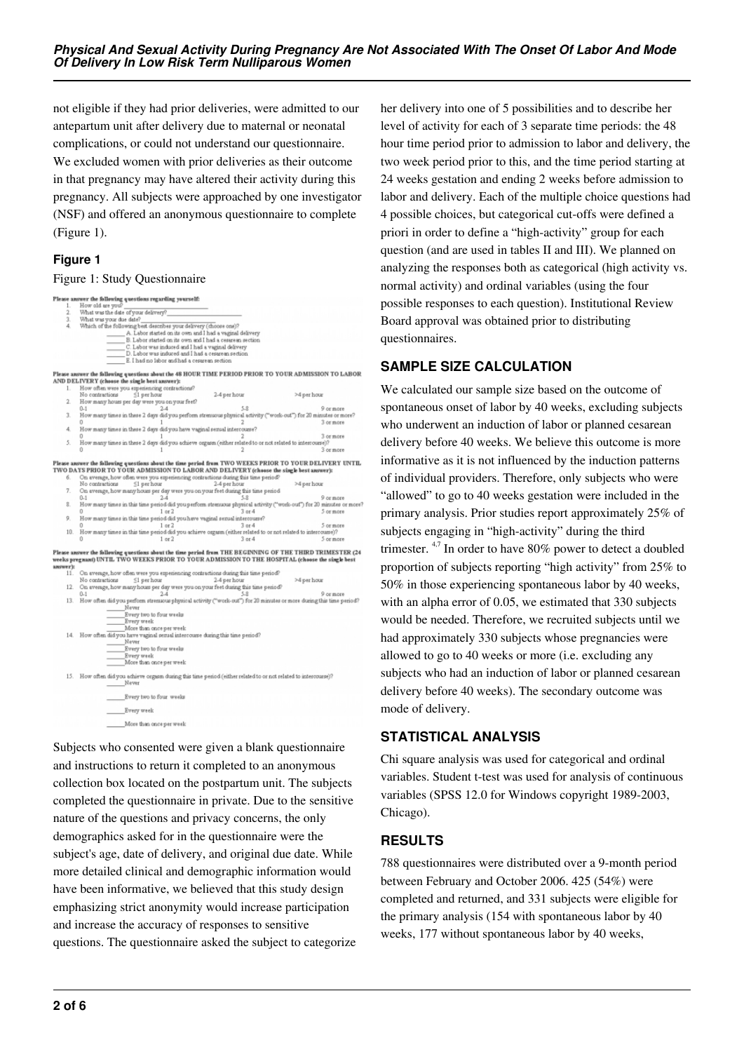not eligible if they had prior deliveries, were admitted to our antepartum unit after delivery due to maternal or neonatal complications, or could not understand our questionnaire. We excluded women with prior deliveries as their outcome in that pregnancy may have altered their activity during this pregnancy. All subjects were approached by one investigator (NSF) and offered an anonymous questionnaire to complete (Figure 1).

### Figure 1

Figure 1: Study Questionnaire

**Please answer the following questions regarding yourself:**

1. How old are you? ____________
2. What was the date of your delivery? ____________
3. What was your due date? ____________
4. Which of the following best describes your delivery (choose one)?
   - _____ A. Labor started on its own and I had a vaginal delivery
   - _____ B. Labor started on its own and I had a cesarean section
   - _____ C. Labor was induced and I had a vaginal delivery
   - _____ D. Labor was induced and I had a cesarean section
   - _____ E. I had no labor and had a cesarean section

**Please answer the following questions about the 48 HOUR TIME PERIOD PRIOR TO YOUR ADMISSION TO LABOR AND DELIVERY (choose the single best answer):**

1. How often were you experiencing contractions?
   No contractions ≤1 per hour 2-4 per hour >4 per hour
2. How many hours per day were you on your feet?
   0-1 2-4 5-8 9 or more
3. How many times in these 2 days did you perform strenuous physical activity ("work-out") for 20 minutes or more?
   0 1 2 3 or more
4. How many times in these 2 days did you have vaginal sexual intercourse?
   0 1 2 3 or more
5. How many times in these 2 days did you achieve orgasm (either related to or not related to intercourse)?
   0 1 2 3 or more

**Please answer the following questions about the time period from TWO WEEKS PRIOR TO YOUR DELIVERY UNTIL TWO DAYS PRIOR TO YOUR ADMISSION TO LABOR AND DELIVERY (choose the single best answer):**

6. On average, how often were you experiencing contractions during this time period?
   No contractions ≤1 per hour 2-4 per hour >4 per hour
7. On average, how many hours per day were you on your feet during this time period
   0-1 2-4 5-8 9 or more
8. How many times in this time period did you perform strenuous physical activity ("work-out") for 20 minutes or more?
   0 1 or 2 3 or 4 5 or more
9. How many times in this time period did you have vaginal sexual intercourse?
   0 1 or 2 3 or 4 5 or more
10. How many times in this time period did you achieve orgasm (either related to or not related to intercourse)?
    0 1 or 2 3 or 4 5 or more

**Please answer the following questions about the time period from THE BEGINNING OF THE THIRD TRIMESTER (24 weeks pregnant) UNTIL TWO WEEKS PRIOR TO YOUR ADMISSION TO THE HOSPITAL (choose the single best answer):**

11. On average, how often were you experiencing contractions during this time period?
    No contractions ≤1 per hour 2-4 per hour >4 per hour
12. On average, how many hours per day were you on your feet during this time period?
    0-1 2-4 5-8 9 or more
13. How often did you perform strenuous physical activity ("work-out") for 20 minutes or more during this time period?
    - _____ Never
    - _____ Every two to four weeks
    - _____ Every week
    - _____ More than once per week
14. How often did you have vaginal sexual intercourse during this time period?
    - _____ Never
    - _____ Every two to four weeks
    - _____ Every week
    - _____ More than once per week
15. How often did you achieve orgasm during this time period (either related to or not related to intercourse)?
    - _____ Never
    - _____ Every two to four weeks
    - _____ Every week
    - _____ More than once per week

Subjects who consented were given a blank questionnaire and instructions to return it completed to an anonymous collection box located on the postpartum unit. The subjects completed the questionnaire in private. Due to the sensitive nature of the questions and privacy concerns, the only demographics asked for in the questionnaire were the subject's age, date of delivery, and original due date. While more detailed clinical and demographic information would have been informative, we believed that this study design emphasizing strict anonymity would increase participation and increase the accuracy of responses to sensitive questions. The questionnaire asked the subject to categorize her delivery into one of 5 possibilities and to describe her level of activity for each of 3 separate time periods: the 48 hour time period prior to admission to labor and delivery, the two week period prior to this, and the time period starting at 24 weeks gestation and ending 2 weeks before admission to labor and delivery. Each of the multiple choice questions had 4 possible choices, but categorical cut-offs were defined a priori in order to define a "high-activity" group for each question (and are used in tables II and III). We planned on analyzing the responses both as categorical (high activity vs. normal activity) and ordinal variables (using the four possible responses to each question). Institutional Review Board approval was obtained prior to distributing questionnaires.

## SAMPLE SIZE CALCULATION

We calculated our sample size based on the outcome of spontaneous onset of labor by 40 weeks, excluding subjects who underwent an induction of labor or planned cesarean delivery before 40 weeks. We believe this outcome is more informative as it is not influenced by the induction patterns of individual providers. Therefore, only subjects who were "allowed" to go to 40 weeks gestation were included in the primary analysis. Prior studies report approximately 25% of subjects engaging in "high-activity" during the third trimester. [4,7] In order to have 80% power to detect a doubled proportion of subjects reporting "high activity" from 25% to 50% in those experiencing spontaneous labor by 40 weeks, with an alpha error of 0.05, we estimated that 330 subjects would be needed. Therefore, we recruited subjects until we had approximately 330 subjects whose pregnancies were allowed to go to 40 weeks or more (i.e. excluding any subjects who had an induction of labor or planned cesarean delivery before 40 weeks). The secondary outcome was mode of delivery.

## STATISTICAL ANALYSIS

Chi square analysis was used for categorical and ordinal variables. Student t-test was used for analysis of continuous variables (SPSS 12.0 for Windows copyright 1989-2003, Chicago).

## RESULTS

788 questionnaires were distributed over a 9-month period between February and October 2006. 425 (54%) were completed and returned, and 331 subjects were eligible for the primary analysis (154 with spontaneous labor by 40 weeks, 177 without spontaneous labor by 40 weeks,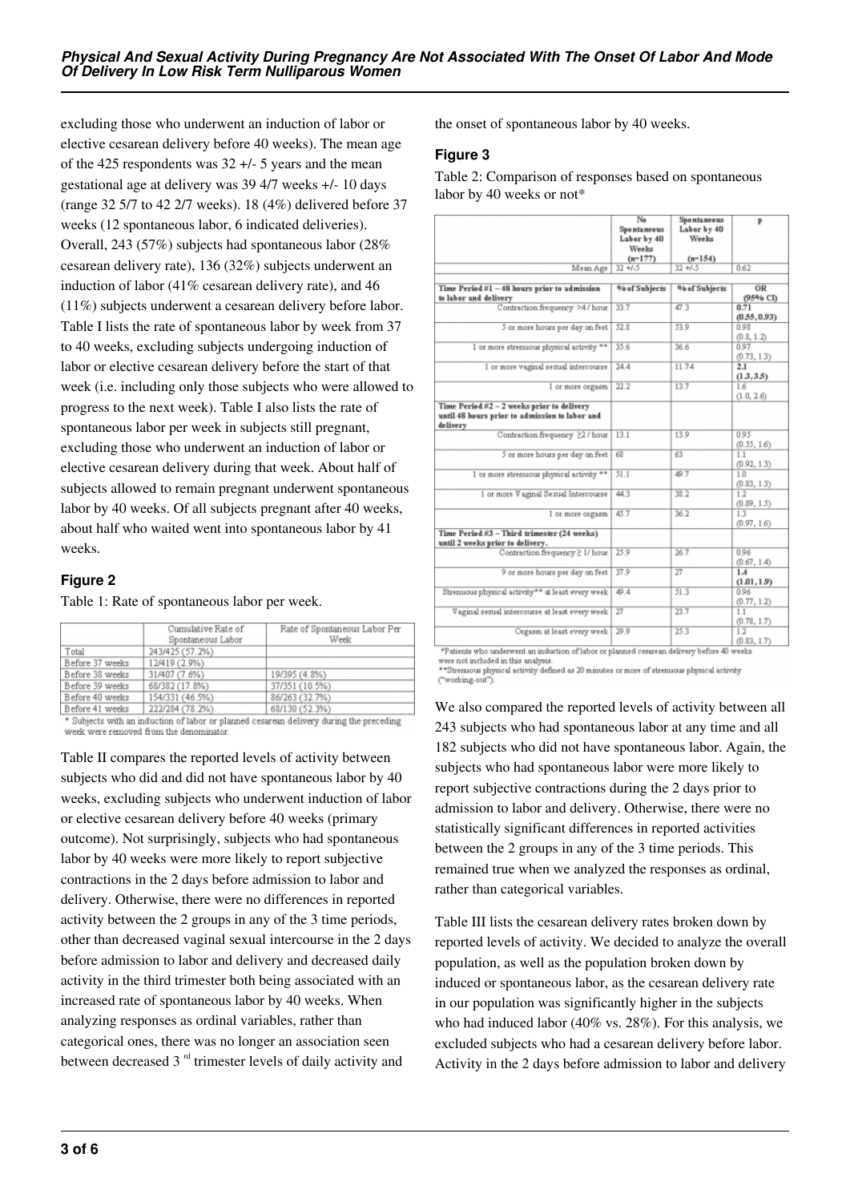excluding those who underwent an induction of labor or elective cesarean delivery before 40 weeks). The mean age of the 425 respondents was 32 +/- 5 years and the mean gestational age at delivery was 39 4/7 weeks +/- 10 days (range 32 5/7 to 42 2/7 weeks). 18 (4%) delivered before 37 weeks (12 spontaneous labor, 6 indicated deliveries). Overall, 243 (57%) subjects had spontaneous labor (28% cesarean delivery rate), 136 (32%) subjects underwent an induction of labor (41% cesarean delivery rate), and 46 (11%) subjects underwent a cesarean delivery before labor. Table I lists the rate of spontaneous labor by week from 37 to 40 weeks, excluding subjects undergoing induction of labor or elective cesarean delivery before the start of that week (i.e. including only those subjects who were allowed to progress to the next week). Table I also lists the rate of spontaneous labor per week in subjects still pregnant, excluding those who underwent an induction of labor or elective cesarean delivery during that week. About half of subjects allowed to remain pregnant underwent spontaneous labor by 40 weeks. Of all subjects pregnant after 40 weeks, about half who waited went into spontaneous labor by 41 weeks.

### Figure 2

Table 1: Rate of spontaneous labor per week.

| | Cumulative Rate of Spontaneous Labor | Rate of Spontaneous Labor Per Week |
|---|---|---|
| Total | 243/425 (57.2%) | |
| Before 37 weeks | 12/419 (2.9%) | |
| Before 38 weeks | 31/407 (7.6%) | 19/395 (4.8%) |
| Before 39 weeks | 68/382 (17.8%) | 37/351 (10.5%) |
| Before 40 weeks | 154/331 (46.5%) | 86/263 (32.7%) |
| Before 41 weeks | 222/284 (78.2%) | 68/130 (52.3%) |

\* Subjects with an induction of labor or planned cesarean delivery during the preceding week were removed from the denominator.

Table II compares the reported levels of activity between subjects who did and did not have spontaneous labor by 40 weeks, excluding subjects who underwent induction of labor or elective cesarean delivery before 40 weeks (primary outcome). Not surprisingly, subjects who had spontaneous labor by 40 weeks were more likely to report subjective contractions in the 2 days before admission to labor and delivery. Otherwise, there were no differences in reported activity between the 2 groups in any of the 3 time periods, other than decreased vaginal sexual intercourse in the 2 days before admission to labor and delivery and decreased daily activity in the third trimester both being associated with an increased rate of spontaneous labor by 40 weeks. When analyzing responses as ordinal variables, rather than categorical ones, there was no longer an association seen between decreased 3 rd trimester levels of daily activity and the onset of spontaneous labor by 40 weeks.

### Figure 3

Table 2: Comparison of responses based on spontaneous labor by 40 weeks or not*

| | No Spontaneous Labor by 40 Weeks (n=177) | Spontaneous Labor by 40 Weeks (n=154) | P |
|---|---|---|---|
| Mean Age | 32 +/-5 | 32 +/-5 | 0.62 |
| **Time Period #1 – 48 hours prior to admission to labor and delivery** | **% of Subjects** | **% of Subjects** | **OR (95% CI)** |
| Contraction frequency >4 / hour | 33.7 | 47.3 | **0.71 (0.55, 0.93)** |
| 5 or more hours per day on feet | 52.8 | 53.9 | 0.98 (0.8, 1.2) |
| 1 or more strenuous physical activity ** | 35.6 | 36.6 | 0.97 (0.73, 1.3) |
| 1 or more vaginal sexual intercourse | 24.4 | 11.74 | **2.1 (1.3, 3.5)** |
| 1 or more orgasm | 22.2 | 13.7 | 1.6 (1.0, 2.6) |
| **Time Period #2 – 2 weeks prior to delivery until 48 hours prior to admission to labor and delivery** | | | |
| Contraction frequency ≥2 / hour | 13.1 | 13.9 | 0.95 (0.55, 1.6) |
| 5 or more hours per day on feet | 68 | 63 | 1.1 (0.92, 1.3) |
| 1 or more strenuous physical activity ** | 51.1 | 49.7 | 1.0 (0.83, 1.3) |
| 1 or more Vaginal Sexual Intercourse | 44.3 | 38.2 | 1.2 (0.89, 1.5) |
| 1 or more orgasm | 45.7 | 36.2 | 1.3 (0.97, 1.6) |
| **Time Period #3 – Third trimester (24 weeks) until 2 weeks prior to delivery.** | | | |
| Contraction frequency ≥ 1/ hour | 25.9 | 26.7 | 0.96 (0.67, 1.4) |
| 9 or more hours per day on feet | 37.9 | 27 | **1.4 (1.01, 1.9)** |
| Strenuous physical activity** at least every week | 49.4 | 51.3 | 0.96 (0.77, 1.2) |
| Vaginal sexual intercourse at least every week | 27 | 23.7 | 1.1 (0.78, 1.7) |
| Orgasm at least every week | 29.9 | 25.3 | 1.2 (0.83, 1.7) |

\*Patients who underwent an induction of labor or planned cesarean delivery before 40 weeks were not included in this analysis.
\*\*Strenuous physical activity defined as 20 minutes or more of strenuous physical activity ("working-out").

We also compared the reported levels of activity between all 243 subjects who had spontaneous labor at any time and all 182 subjects who did not have spontaneous labor. Again, the subjects who had spontaneous labor were more likely to report subjective contractions during the 2 days prior to admission to labor and delivery. Otherwise, there were no statistically significant differences in reported activities between the 2 groups in any of the 3 time periods. This remained true when we analyzed the responses as ordinal, rather than categorical variables.

Table III lists the cesarean delivery rates broken down by reported levels of activity. We decided to analyze the overall population, as well as the population broken down by induced or spontaneous labor, as the cesarean delivery rate in our population was significantly higher in the subjects who had induced labor (40% vs. 28%). For this analysis, we excluded subjects who had a cesarean delivery before labor. Activity in the 2 days before admission to labor and delivery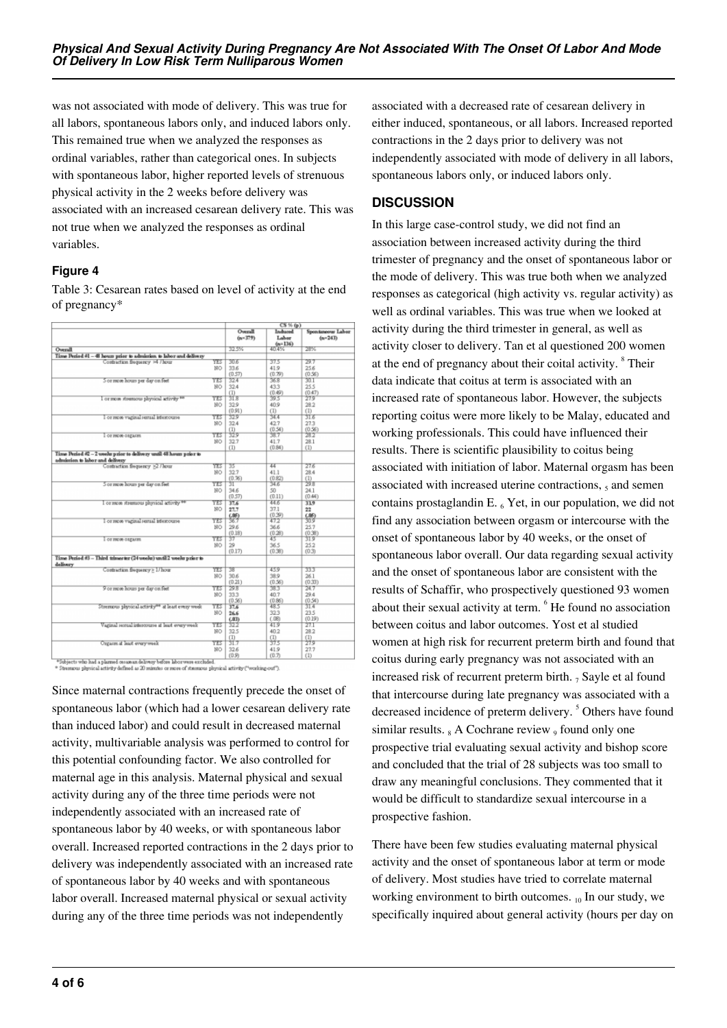was not associated with mode of delivery. This was true for all labors, spontaneous labors only, and induced labors only. This remained true when we analyzed the responses as ordinal variables, rather than categorical ones. In subjects with spontaneous labor, higher reported levels of strenuous physical activity in the 2 weeks before delivery was associated with an increased cesarean delivery rate. This was not true when we analyzed the responses as ordinal variables.

### Figure 4

Table 3: Cesarean rates based on level of activity at the end of pregnancy*

| | | CS % (p) | | |
|---|---|---|---|---|
| | | Overall (n=379) | Induced Labor (n=136) | Spontaneous Labor (n=243) |
| **Overall** | | 32.5% | 40.4% | 28% |
| **Time Period #1 – 48 hours prior to admission to labor and delivery** | | | | |
| Contraction frequency >4 / hour | YES | 30.6 | 37.5 | 29.7 |
| | NO | 33.6 | 41.9 | 25.6 |
| | | (0.57) | (0.79) | (0.56) |
| 5 or more hours per day on feet | YES | 32.4 | 36.8 | 30.1 |
| | NO | 32.4 | 43.3 | 25.5 |
| | | (1) | (0.49) | (0.47) |
| 1 or more strenuous physical activity ** | YES | 31.8 | 39.5 | 27.9 |
| | NO | 32.9 | 40.9 | 28.2 |
| | | (0.91) | (1) | (1) |
| 1 or more vaginal sexual intercourse | YES | 32.9 | 34.4 | 31.6 |
| | NO | 32.4 | 42.7 | 27.3 |
| | | (1) | (0.54) | (0.56) |
| 1 or more orgasm | YES | 32.9 | 38.7 | 28.2 |
| | NO | 32.7 | 41.7 | 28.1 |
| | | (1) | (0.84) | (1) |
| **Time Period #2 – 2 weeks prior to delivery until 48 hours prior to admission to labor and delivery** | | | | |
| Contraction frequency ≥2 / hour | YES | 35 | 44 | 27.6 |
| | NO | 32.7 | 41.1 | 28.4 |
| | | (0.76) | (0.82) | (1) |
| 5 or more hours per day on feet | YES | 31 | 34.6 | 29.8 |
| | NO | 34.6 | 50 | 24.1 |
| | | (0.57) | (0.11) | (0.44) |
| 1 or more strenuous physical activity ** | YES | **37.6** | 44.6 | **33.9** |
| | NO | **27.7** | 37.1 | **22** |
| | | **(.05)** | (0.39) | **(.05)** |
| 1 or more vaginal sexual intercourse | YES | 36.7 | 47.2 | 30.9 |
| | NO | 29.6 | 36.6 | 25.7 |
| | | (0.18) | (0.28) | (0.38) |
| 1 or more orgasm | YES | 37 | 45 | 31.9 |
| | NO | 29 | 36.5 | 25.2 |
| | | (0.17) | (0.38) | (0.3) |
| **Time Period #3 – Third trimester (24 weeks) until 2 weeks prior to delivery** | | | | |
| Contraction frequency ≥ 1/ hour | YES | 38 | 45.9 | 33.3 |
| | NO | 30.6 | 38.9 | 26.1 |
| | | (0.21) | (0.56) | (0.33) |
| 9 or more hours per day on feet | YES | 29.8 | 38.3 | 24.7 |
| | NO | 33.3 | 40.7 | 29.4 |
| | | (0.56) | (0.86) | (0.54) |
| Strenuous physical activity** at least every week | YES | 37.6 | 48.5 | 31.4 |
| | NO | 26.6 | 32.3 | 23.5 |
| | | (.03) | (.08) | (0.19) |
| Vaginal sexual intercourse at least every week | YES | 32.2 | 41.9 | 27.1 |
| | NO | 32.5 | 40.2 | 28.2 |
| | | (1) | (1) | (1) |
| Orgasm at least every week | YES | 31.7 | 37.5 | 27.9 |
| | NO | 32.6 | 41.9 | 27.7 |
| | | (0.9) | (0.7) | (1) |

*Subjects who had a planned cesarean delivery before labor were excluded.
** Strenuous physical activity defined as 20 minutes or more of strenuous physical activity ("working-out").

Since maternal contractions frequently precede the onset of spontaneous labor (which had a lower cesarean delivery rate than induced labor) and could result in decreased maternal activity, multivariable analysis was performed to control for this potential confounding factor. We also controlled for maternal age in this analysis. Maternal physical and sexual activity during any of the three time periods were not independently associated with an increased rate of spontaneous labor by 40 weeks, or with spontaneous labor overall. Increased reported contractions in the 2 days prior to delivery was independently associated with an increased rate of spontaneous labor by 40 weeks and with spontaneous labor overall. Increased maternal physical or sexual activity during any of the three time periods was not independently associated with a decreased rate of cesarean delivery in either induced, spontaneous, or all labors. Increased reported contractions in the 2 days prior to delivery was not independently associated with mode of delivery in all labors, spontaneous labors only, or induced labors only.

## DISCUSSION

In this large case-control study, we did not find an association between increased activity during the third trimester of pregnancy and the onset of spontaneous labor or the mode of delivery. This was true both when we analyzed responses as categorical (high activity vs. regular activity) as well as ordinal variables. This was true when we looked at activity during the third trimester in general, as well as activity closer to delivery. Tan et al questioned 200 women at the end of pregnancy about their coital activity. [8] Their data indicate that coitus at term is associated with an increased rate of spontaneous labor. However, the subjects reporting coitus were more likely to be Malay, educated and working professionals. This could have influenced their results. There is scientific plausibility to coitus being associated with initiation of labor. Maternal orgasm has been associated with increased uterine contractions, [5] and semen contains prostaglandin E. [6] Yet, in our population, we did not find any association between orgasm or intercourse with the onset of spontaneous labor by 40 weeks, or the onset of spontaneous labor overall. Our data regarding sexual activity and the onset of spontaneous labor are consistent with the results of Schaffir, who prospectively questioned 93 women about their sexual activity at term. [6] He found no association between coitus and labor outcomes. Yost et al studied women at high risk for recurrent preterm birth and found that coitus during early pregnancy was not associated with an increased risk of recurrent preterm birth. [7] Sayle et al found that intercourse during late pregnancy was associated with a decreased incidence of preterm delivery. [5] Others have found similar results. [8] A Cochrane review [9] found only one prospective trial evaluating sexual activity and bishop score and concluded that the trial of 28 subjects was too small to draw any meaningful conclusions. They commented that it would be difficult to standardize sexual intercourse in a prospective fashion.

There have been few studies evaluating maternal physical activity and the onset of spontaneous labor at term or mode of delivery. Most studies have tried to correlate maternal working environment to birth outcomes. [10] In our study, we specifically inquired about general activity (hours per day on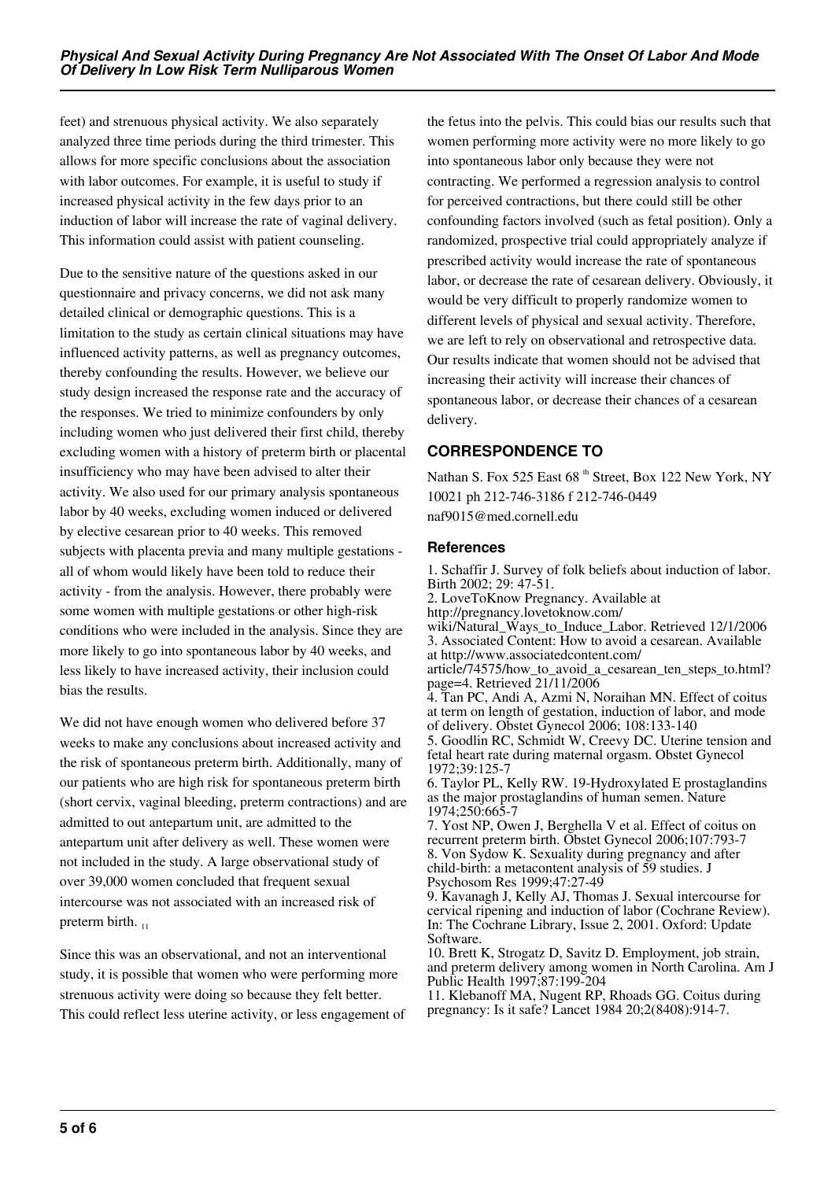feet) and strenuous physical activity. We also separately analyzed three time periods during the third trimester. This allows for more specific conclusions about the association with labor outcomes. For example, it is useful to study if increased physical activity in the few days prior to an induction of labor will increase the rate of vaginal delivery. This information could assist with patient counseling.

Due to the sensitive nature of the questions asked in our questionnaire and privacy concerns, we did not ask many detailed clinical or demographic questions. This is a limitation to the study as certain clinical situations may have influenced activity patterns, as well as pregnancy outcomes, thereby confounding the results. However, we believe our study design increased the response rate and the accuracy of the responses. We tried to minimize confounders by only including women who just delivered their first child, thereby excluding women with a history of preterm birth or placental insufficiency who may have been advised to alter their activity. We also used for our primary analysis spontaneous labor by 40 weeks, excluding women induced or delivered by elective cesarean prior to 40 weeks. This removed subjects with placenta previa and many multiple gestations - all of whom would likely have been told to reduce their activity - from the analysis. However, there probably were some women with multiple gestations or other high-risk conditions who were included in the analysis. Since they are more likely to go into spontaneous labor by 40 weeks, and less likely to have increased activity, their inclusion could bias the results.

We did not have enough women who delivered before 37 weeks to make any conclusions about increased activity and the risk of spontaneous preterm birth. Additionally, many of our patients who are high risk for spontaneous preterm birth (short cervix, vaginal bleeding, preterm contractions) and are admitted to out antepartum unit, are admitted to the antepartum unit after delivery as well. These women were not included in the study. A large observational study of over 39,000 women concluded that frequent sexual intercourse was not associated with an increased risk of preterm birth. [11]

Since this was an observational, and not an interventional study, it is possible that women who were performing more strenuous activity were doing so because they felt better. This could reflect less uterine activity, or less engagement of the fetus into the pelvis. This could bias our results such that women performing more activity were no more likely to go into spontaneous labor only because they were not contracting. We performed a regression analysis to control for perceived contractions, but there could still be other confounding factors involved (such as fetal position). Only a randomized, prospective trial could appropriately analyze if prescribed activity would increase the rate of spontaneous labor, or decrease the rate of cesarean delivery. Obviously, it would be very difficult to properly randomize women to different levels of physical and sexual activity. Therefore, we are left to rely on observational and retrospective data. Our results indicate that women should not be advised that increasing their activity will increase their chances of spontaneous labor, or decrease their chances of a cesarean delivery.

## CORRESPONDENCE TO

Nathan S. Fox 525 East 68 th Street, Box 122 New York, NY 10021 ph 212-746-3186 f 212-746-0449 naf9015@med.cornell.edu

## References

1. Schaffir J. Survey of folk beliefs about induction of labor. Birth 2002; 29: 47-51.
2. LoveToKnow Pregnancy. Available at http://pregnancy.lovetoknow.com/wiki/Natural_Ways_to_Induce_Labor. Retrieved 12/1/2006
3. Associated Content: How to avoid a cesarean. Available at http://www.associatedcontent.com/article/74575/how_to_avoid_a_cesarean_ten_steps_to.html?page=4. Retrieved 21/11/2006
4. Tan PC, Andi A, Azmi N, Noraihan MN. Effect of coitus at term on length of gestation, induction of labor, and mode of delivery. Obstet Gynecol 2006; 108:133-140
5. Goodlin RC, Schmidt W, Creevy DC. Uterine tension and fetal heart rate during maternal orgasm. Obstet Gynecol 1972;39:125-7
6. Taylor PL, Kelly RW. 19-Hydroxylated E prostaglandins as the major prostaglandins of human semen. Nature 1974;250:665-7
7. Yost NP, Owen J, Berghella V et al. Effect of coitus on recurrent preterm birth. Obstet Gynecol 2006;107:793-7
8. Von Sydow K. Sexuality during pregnancy and after child-birth: a metacontent analysis of 59 studies. J Psychosom Res 1999;47:27-49
9. Kavanagh J, Kelly AJ, Thomas J. Sexual intercourse for cervical ripening and induction of labor (Cochrane Review). In: The Cochrane Library, Issue 2, 2001. Oxford: Update Software.
10. Brett K, Strogatz D, Savitz D. Employment, job strain, and preterm delivery among women in North Carolina. Am J Public Health 1997;87:199-204
11. Klebanoff MA, Nugent RP, Rhoads GG. Coitus during pregnancy: Is it safe? Lancet 1984 20;2(8408):914-7.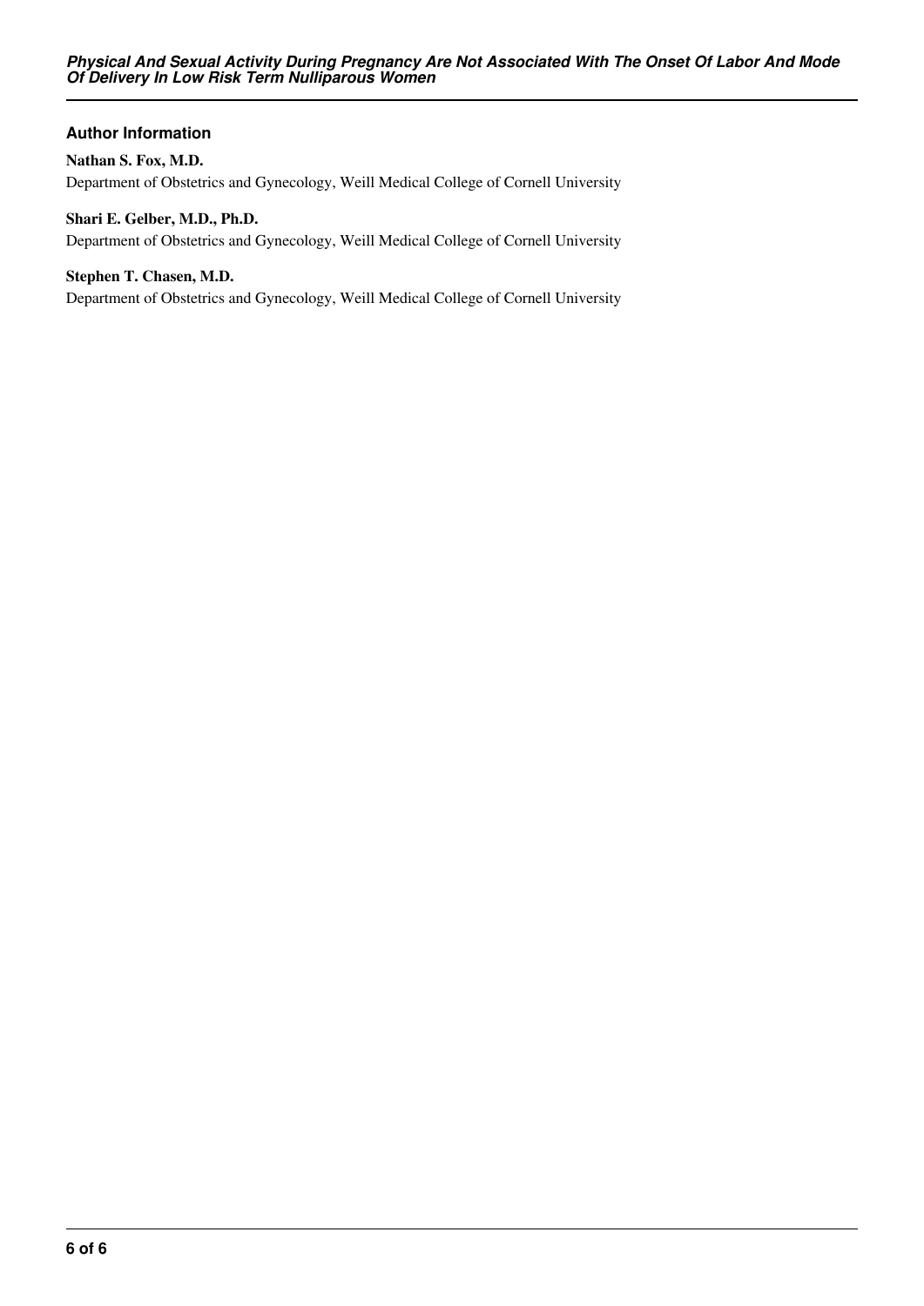### Author Information

**Nathan S. Fox, M.D.**
Department of Obstetrics and Gynecology, Weill Medical College of Cornell University

**Shari E. Gelber, M.D., Ph.D.**
Department of Obstetrics and Gynecology, Weill Medical College of Cornell University

**Stephen T. Chasen, M.D.**
Department of Obstetrics and Gynecology, Weill Medical College of Cornell University